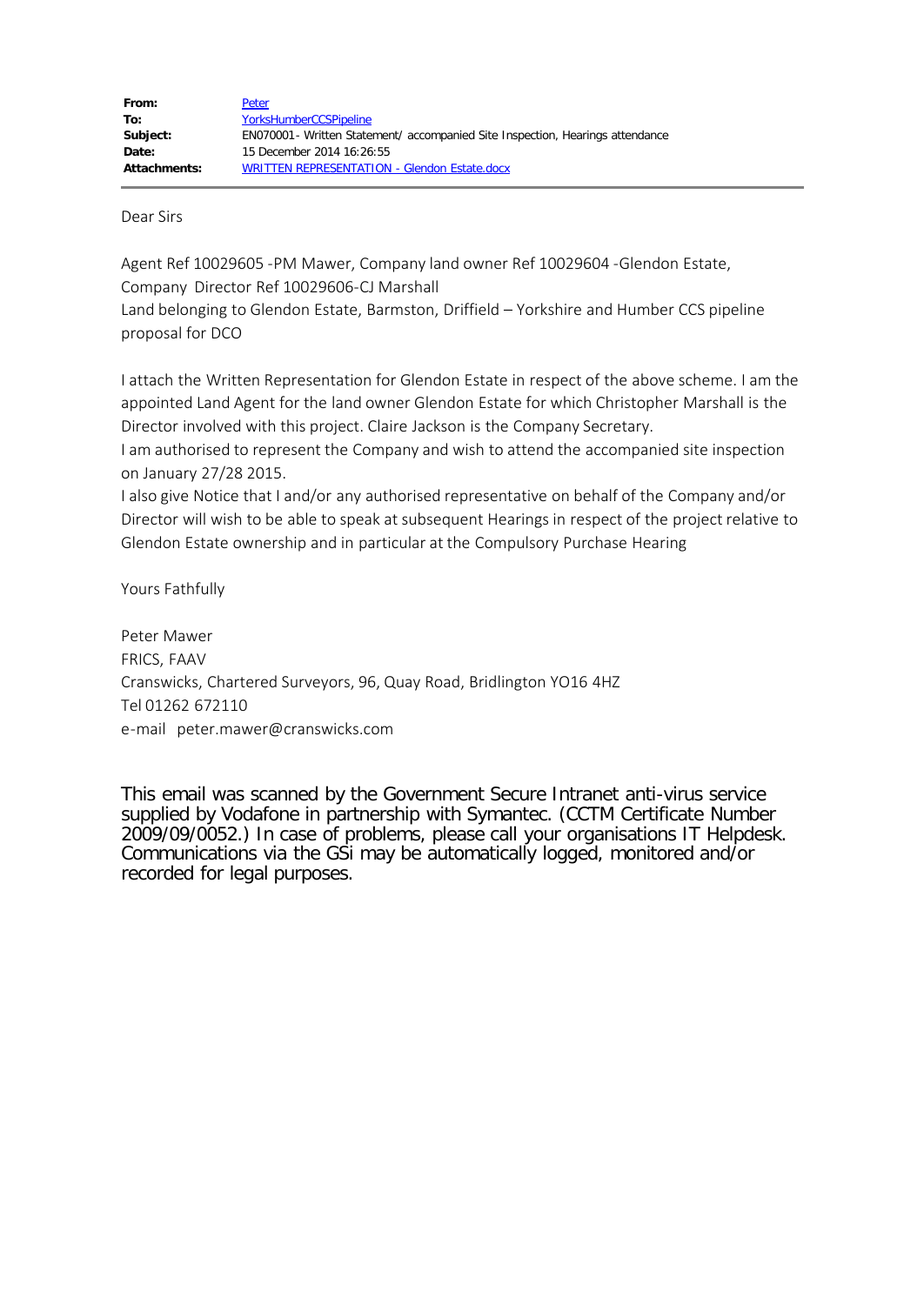| | |
|---|---|
| **From:** | Peter |
| **To:** | YorksHumberCCSPipeline |
| **Subject:** | EN070001- Written Statement/ accompanied Site Inspection, Hearings attendance |
| **Date:** | 15 December 2014 16:26:55 |
| **Attachments:** | WRITTEN REPRESENTATION - Glendon Estate.docx |

Dear Sirs

Agent Ref 10029605 -PM Mawer, Company land owner Ref 10029604 -Glendon Estate,
Company Director Ref 10029606-CJ Marshall
Land belonging to Glendon Estate, Barmston, Driffield – Yorkshire and Humber CCS pipeline proposal for DCO

I attach the Written Representation for Glendon Estate in respect of the above scheme. I am the appointed Land Agent for the land owner Glendon Estate for which Christopher Marshall is the Director involved with this project. Claire Jackson is the Company Secretary.
I am authorised to represent the Company and wish to attend the accompanied site inspection on January 27/28 2015.
I also give Notice that I and/or any authorised representative on behalf of the Company and/or Director will wish to be able to speak at subsequent Hearings in respect of the project relative to Glendon Estate ownership and in particular at the Compulsory Purchase Hearing

Yours Fathfully

Peter Mawer
FRICS, FAAV
Cranswicks, Chartered Surveyors, 96, Quay Road, Bridlington YO16 4HZ
Tel 01262 672110
e-mail peter.mawer@cranswicks.com

This email was scanned by the Government Secure Intranet anti-virus service supplied by Vodafone in partnership with Symantec. (CCTM Certificate Number 2009/09/0052.) In case of problems, please call your organisations IT Helpdesk. Communications via the GSi may be automatically logged, monitored and/or recorded for legal purposes.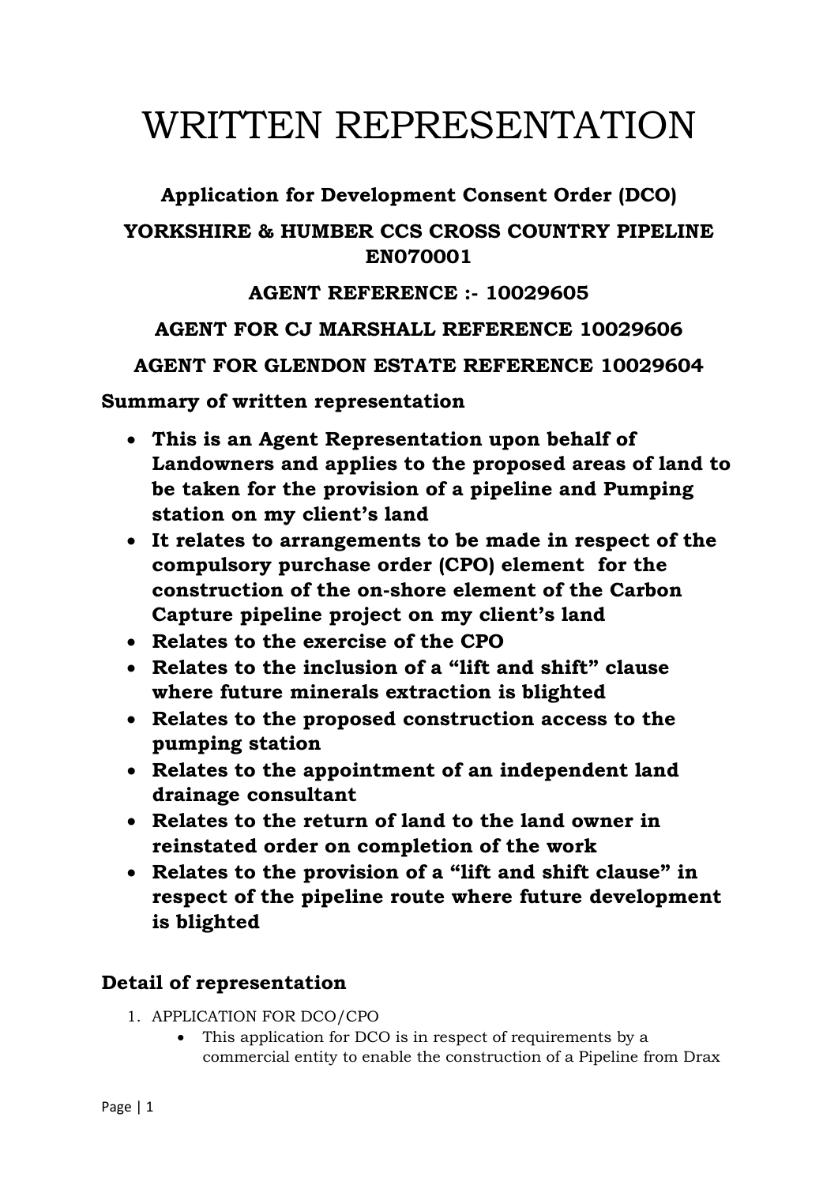# WRITTEN REPRESENTATION

### Application for Development Consent Order (DCO)

### YORKSHIRE & HUMBER CCS CROSS COUNTRY PIPELINE EN070001

### AGENT REFERENCE :- 10029605

### AGENT FOR CJ MARSHALL REFERENCE 10029606

### AGENT FOR GLENDON ESTATE REFERENCE 10029604

**Summary of written representation**

- **This is an Agent Representation upon behalf of Landowners and applies to the proposed areas of land to be taken for the provision of a pipeline and Pumping station on my client's land**
- **It relates to arrangements to be made in respect of the compulsory purchase order (CPO) element for the construction of the on-shore element of the Carbon Capture pipeline project on my client's land**
- **Relates to the exercise of the CPO**
- **Relates to the inclusion of a "lift and shift" clause where future minerals extraction is blighted**
- **Relates to the proposed construction access to the pumping station**
- **Relates to the appointment of an independent land drainage consultant**
- **Relates to the return of land to the land owner in reinstated order on completion of the work**
- **Relates to the provision of a "lift and shift clause" in respect of the pipeline route where future development is blighted**

## Detail of representation

1. APPLICATION FOR DCO/CPO
   - This application for DCO is in respect of requirements by a commercial entity to enable the construction of a Pipeline from Drax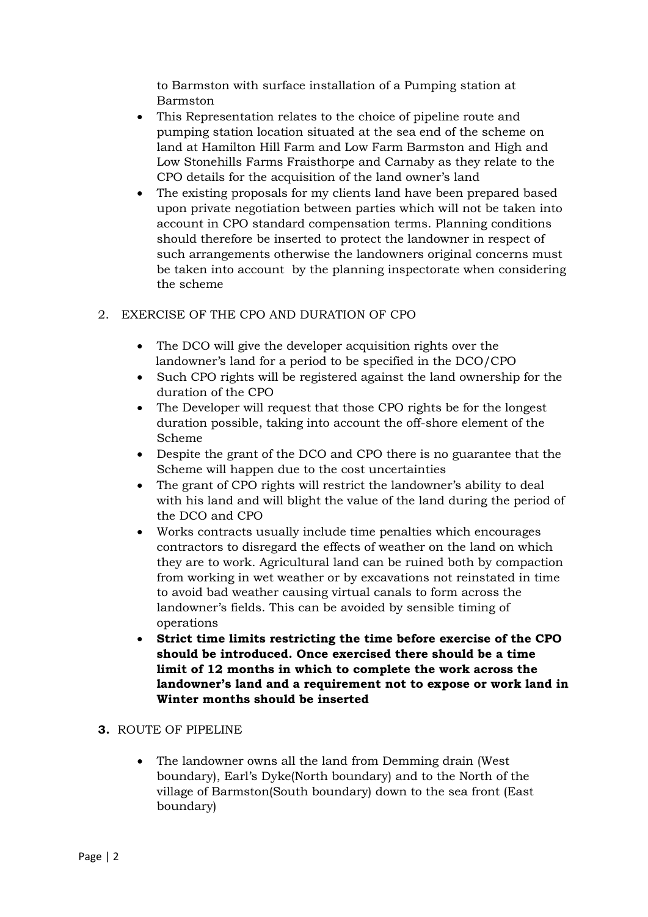to Barmston with surface installation of a Pumping station at Barmston

- This Representation relates to the choice of pipeline route and pumping station location situated at the sea end of the scheme on land at Hamilton Hill Farm and Low Farm Barmston and High and Low Stonehills Farms Fraisthorpe and Carnaby as they relate to the CPO details for the acquisition of the land owner's land
- The existing proposals for my clients land have been prepared based upon private negotiation between parties which will not be taken into account in CPO standard compensation terms. Planning conditions should therefore be inserted to protect the landowner in respect of such arrangements otherwise the landowners original concerns must be taken into account by the planning inspectorate when considering the scheme

2. EXERCISE OF THE CPO AND DURATION OF CPO

- The DCO will give the developer acquisition rights over the landowner's land for a period to be specified in the DCO/CPO
- Such CPO rights will be registered against the land ownership for the duration of the CPO
- The Developer will request that those CPO rights be for the longest duration possible, taking into account the off-shore element of the Scheme
- Despite the grant of the DCO and CPO there is no guarantee that the Scheme will happen due to the cost uncertainties
- The grant of CPO rights will restrict the landowner's ability to deal with his land and will blight the value of the land during the period of the DCO and CPO
- Works contracts usually include time penalties which encourages contractors to disregard the effects of weather on the land on which they are to work. Agricultural land can be ruined both by compaction from working in wet weather or by excavations not reinstated in time to avoid bad weather causing virtual canals to form across the landowner's fields. This can be avoided by sensible timing of operations
- **Strict time limits restricting the time before exercise of the CPO should be introduced. Once exercised there should be a time limit of 12 months in which to complete the work across the landowner's land and a requirement not to expose or work land in Winter months should be inserted**

**3.** ROUTE OF PIPELINE

- The landowner owns all the land from Demming drain (West boundary), Earl's Dyke(North boundary) and to the North of the village of Barmston(South boundary) down to the sea front (East boundary)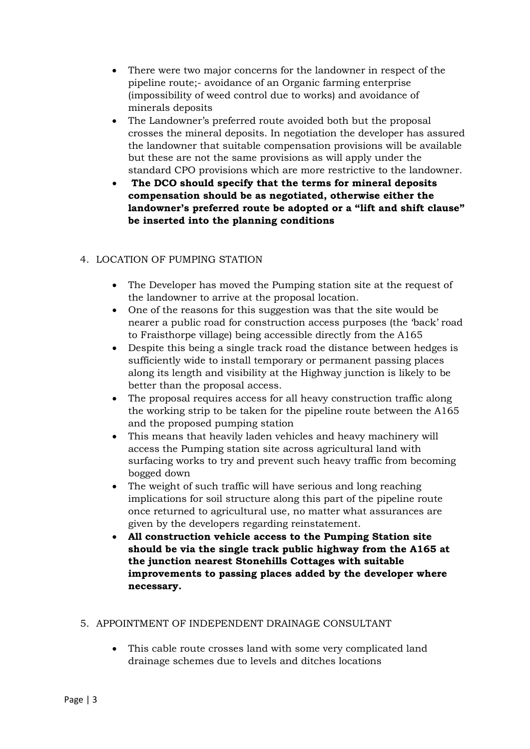- There were two major concerns for the landowner in respect of the pipeline route;- avoidance of an Organic farming enterprise (impossibility of weed control due to works) and avoidance of minerals deposits
- The Landowner's preferred route avoided both but the proposal crosses the mineral deposits. In negotiation the developer has assured the landowner that suitable compensation provisions will be available but these are not the same provisions as will apply under the standard CPO provisions which are more restrictive to the landowner.
- **The DCO should specify that the terms for mineral deposits compensation should be as negotiated, otherwise either the landowner's preferred route be adopted or a "lift and shift clause" be inserted into the planning conditions**

4. LOCATION OF PUMPING STATION

- The Developer has moved the Pumping station site at the request of the landowner to arrive at the proposal location.
- One of the reasons for this suggestion was that the site would be nearer a public road for construction access purposes (the 'back' road to Fraisthorpe village) being accessible directly from the A165
- Despite this being a single track road the distance between hedges is sufficiently wide to install temporary or permanent passing places along its length and visibility at the Highway junction is likely to be better than the proposal access.
- The proposal requires access for all heavy construction traffic along the working strip to be taken for the pipeline route between the A165 and the proposed pumping station
- This means that heavily laden vehicles and heavy machinery will access the Pumping station site across agricultural land with surfacing works to try and prevent such heavy traffic from becoming bogged down
- The weight of such traffic will have serious and long reaching implications for soil structure along this part of the pipeline route once returned to agricultural use, no matter what assurances are given by the developers regarding reinstatement.
- **All construction vehicle access to the Pumping Station site should be via the single track public highway from the A165 at the junction nearest Stonehills Cottages with suitable improvements to passing places added by the developer where necessary.**

5. APPOINTMENT OF INDEPENDENT DRAINAGE CONSULTANT

- This cable route crosses land with some very complicated land drainage schemes due to levels and ditches locations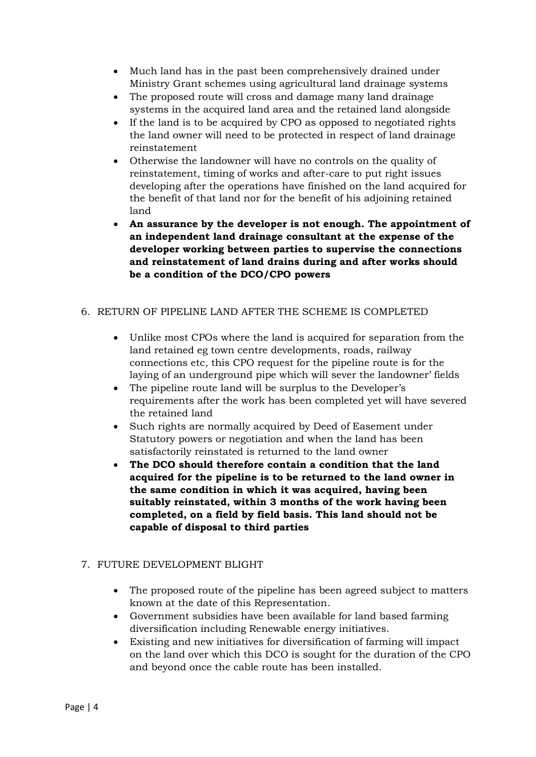- Much land has in the past been comprehensively drained under Ministry Grant schemes using agricultural land drainage systems
- The proposed route will cross and damage many land drainage systems in the acquired land area and the retained land alongside
- If the land is to be acquired by CPO as opposed to negotiated rights the land owner will need to be protected in respect of land drainage reinstatement
- Otherwise the landowner will have no controls on the quality of reinstatement, timing of works and after-care to put right issues developing after the operations have finished on the land acquired for the benefit of that land nor for the benefit of his adjoining retained land
- **An assurance by the developer is not enough. The appointment of an independent land drainage consultant at the expense of the developer working between parties to supervise the connections and reinstatement of land drains during and after works should be a condition of the DCO/CPO powers**

6. RETURN OF PIPELINE LAND AFTER THE SCHEME IS COMPLETED

- Unlike most CPOs where the land is acquired for separation from the land retained eg town centre developments, roads, railway connections etc, this CPO request for the pipeline route is for the laying of an underground pipe which will sever the landowner' fields
- The pipeline route land will be surplus to the Developer's requirements after the work has been completed yet will have severed the retained land
- Such rights are normally acquired by Deed of Easement under Statutory powers or negotiation and when the land has been satisfactorily reinstated is returned to the land owner
- **The DCO should therefore contain a condition that the land acquired for the pipeline is to be returned to the land owner in the same condition in which it was acquired, having been suitably reinstated, within 3 months of the work having been completed, on a field by field basis. This land should not be capable of disposal to third parties**

7. FUTURE DEVELOPMENT BLIGHT

- The proposed route of the pipeline has been agreed subject to matters known at the date of this Representation.
- Government subsidies have been available for land based farming diversification including Renewable energy initiatives.
- Existing and new initiatives for diversification of farming will impact on the land over which this DCO is sought for the duration of the CPO and beyond once the cable route has been installed.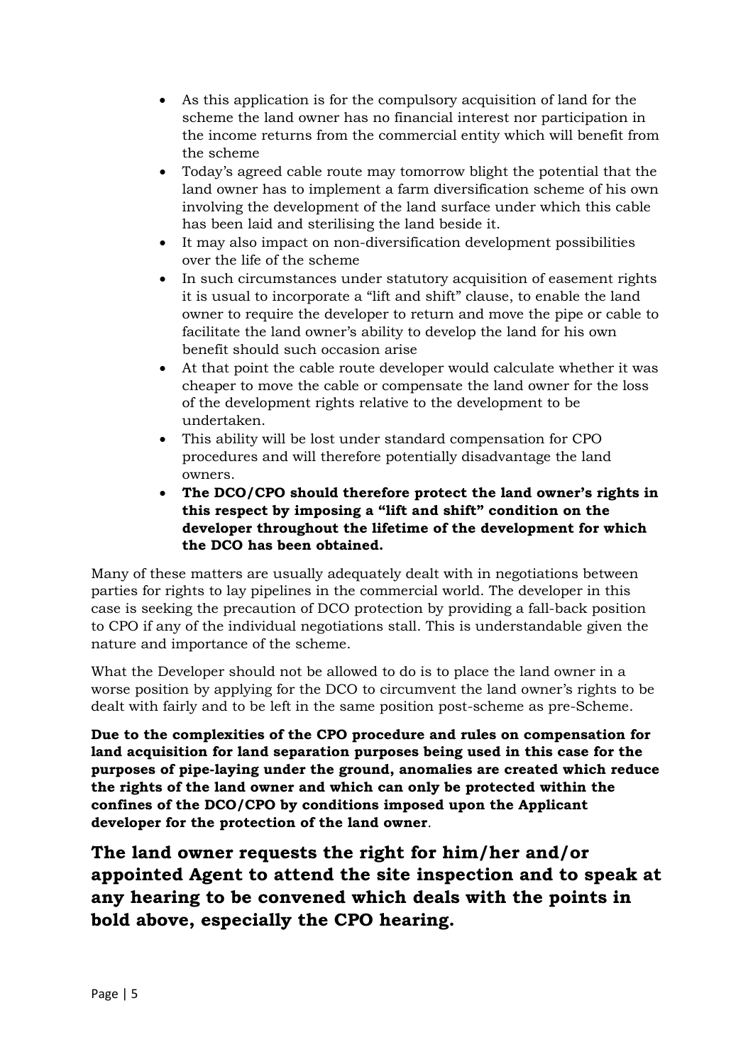- As this application is for the compulsory acquisition of land for the scheme the land owner has no financial interest nor participation in the income returns from the commercial entity which will benefit from the scheme
- Today's agreed cable route may tomorrow blight the potential that the land owner has to implement a farm diversification scheme of his own involving the development of the land surface under which this cable has been laid and sterilising the land beside it.
- It may also impact on non-diversification development possibilities over the life of the scheme
- In such circumstances under statutory acquisition of easement rights it is usual to incorporate a "lift and shift" clause, to enable the land owner to require the developer to return and move the pipe or cable to facilitate the land owner's ability to develop the land for his own benefit should such occasion arise
- At that point the cable route developer would calculate whether it was cheaper to move the cable or compensate the land owner for the loss of the development rights relative to the development to be undertaken.
- This ability will be lost under standard compensation for CPO procedures and will therefore potentially disadvantage the land owners.
- **The DCO/CPO should therefore protect the land owner's rights in this respect by imposing a "lift and shift" condition on the developer throughout the lifetime of the development for which the DCO has been obtained.**

Many of these matters are usually adequately dealt with in negotiations between parties for rights to lay pipelines in the commercial world. The developer in this case is seeking the precaution of DCO protection by providing a fall-back position to CPO if any of the individual negotiations stall. This is understandable given the nature and importance of the scheme.

What the Developer should not be allowed to do is to place the land owner in a worse position by applying for the DCO to circumvent the land owner's rights to be dealt with fairly and to be left in the same position post-scheme as pre-Scheme.

**Due to the complexities of the CPO procedure and rules on compensation for land acquisition for land separation purposes being used in this case for the purposes of pipe-laying under the ground, anomalies are created which reduce the rights of the land owner and which can only be protected within the confines of the DCO/CPO by conditions imposed upon the Applicant developer for the protection of the land owner**.

**The land owner requests the right for him/her and/or appointed Agent to attend the site inspection and to speak at any hearing to be convened which deals with the points in bold above, especially the CPO hearing.**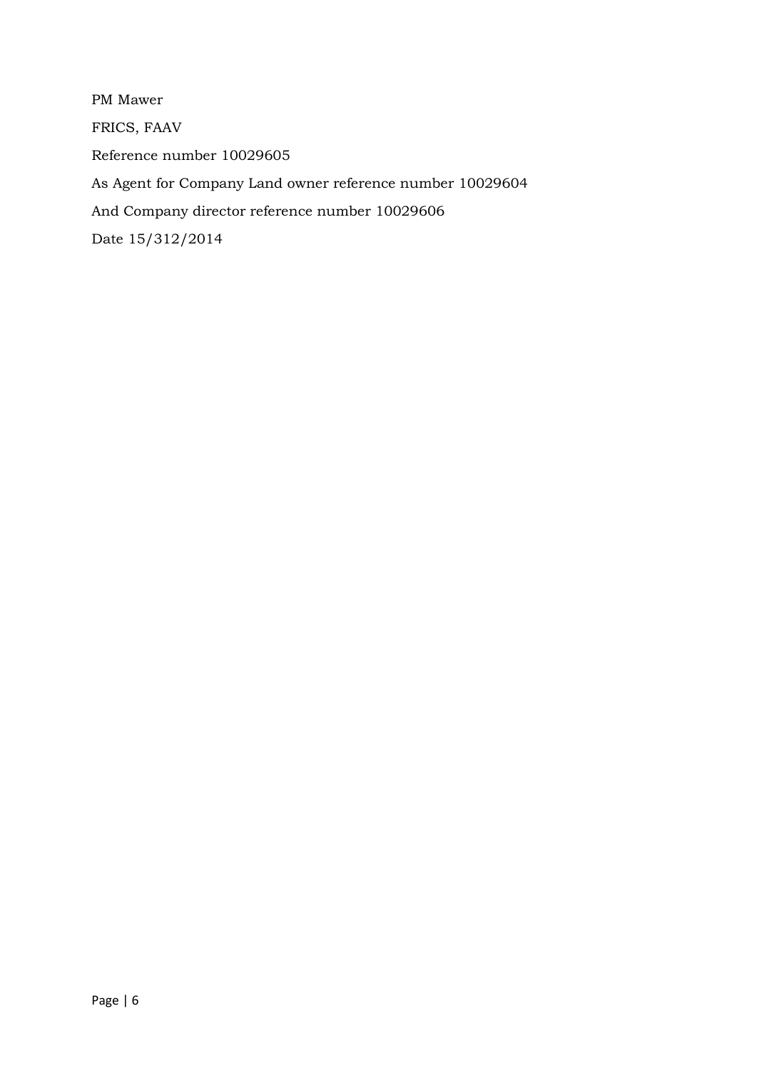PM Mawer

FRICS, FAAV

Reference number 10029605

As Agent for Company Land owner reference number 10029604

And Company director reference number 10029606

Date 15/312/2014